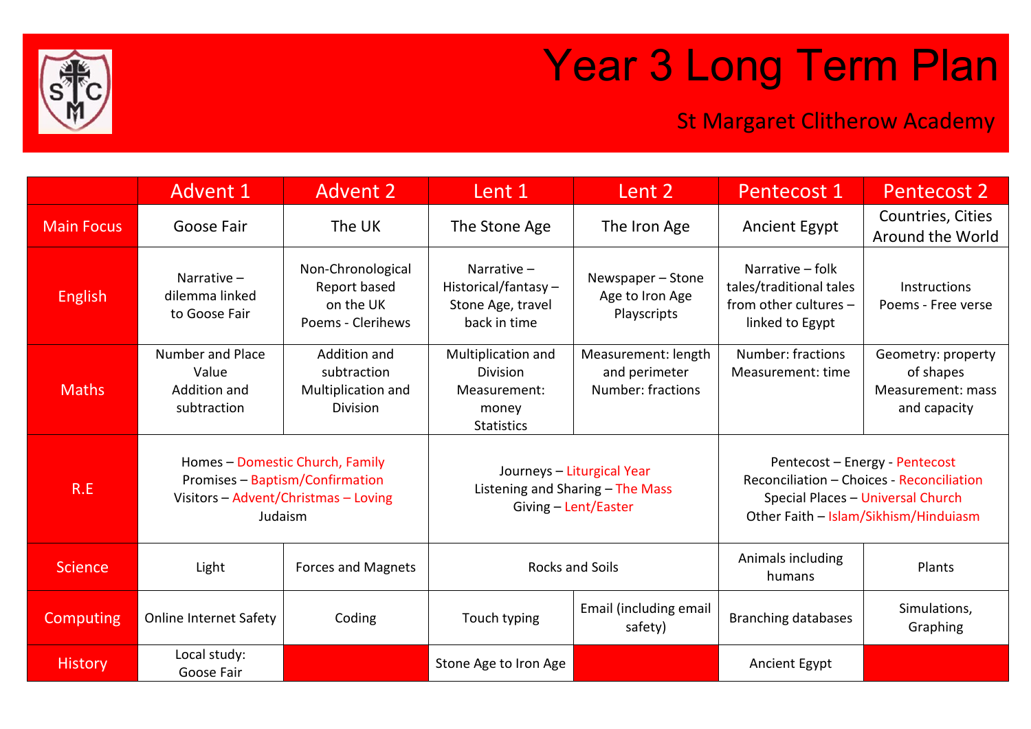# Year 3 Long Term Plan

## St Margaret Clitherow Academy

| | Advent 1 | Advent 2 | Lent 1 | Lent 2 | Pentecost 1 | Pentecost 2 |
|---|---|---|---|---|---|---|
| Main Focus | Goose Fair | The UK | The Stone Age | The Iron Age | Ancient Egypt | Countries, Cities Around the World |
| English | Narrative – dilemma linked to Goose Fair | Non-Chronological Report based on the UK<br>Poems - Clerihews | Narrative – Historical/fantasy – Stone Age, travel back in time | Newspaper – Stone Age to Iron Age<br>Playscripts | Narrative – folk tales/traditional tales from other cultures – linked to Egypt | Instructions<br>Poems - Free verse |
| Maths | Number and Place Value<br>Addition and subtraction | Addition and subtraction<br>Multiplication and Division | Multiplication and Division<br>Measurement: money<br>Statistics | Measurement: length and perimeter<br>Number: fractions | Number: fractions<br>Measurement: time | Geometry: property of shapes<br>Measurement: mass and capacity |
| R.E | Homes – Domestic Church, Family<br>Promises – Baptism/Confirmation<br>Visitors – Advent/Christmas – Loving<br>Judaism | | Journeys – Liturgical Year<br>Listening and Sharing – The Mass<br>Giving – Lent/Easter | | Pentecost – Energy - Pentecost<br>Reconciliation – Choices - Reconciliation<br>Special Places – Universal Church<br>Other Faith – Islam/Sikhism/Hinduiasm | |
| Science | Light | Forces and Magnets | Rocks and Soils | | Animals including humans | Plants |
| Computing | Online Internet Safety | Coding | Touch typing | Email (including email safety) | Branching databases | Simulations, Graphing |
| History | Local study: Goose Fair | | Stone Age to Iron Age | | Ancient Egypt | |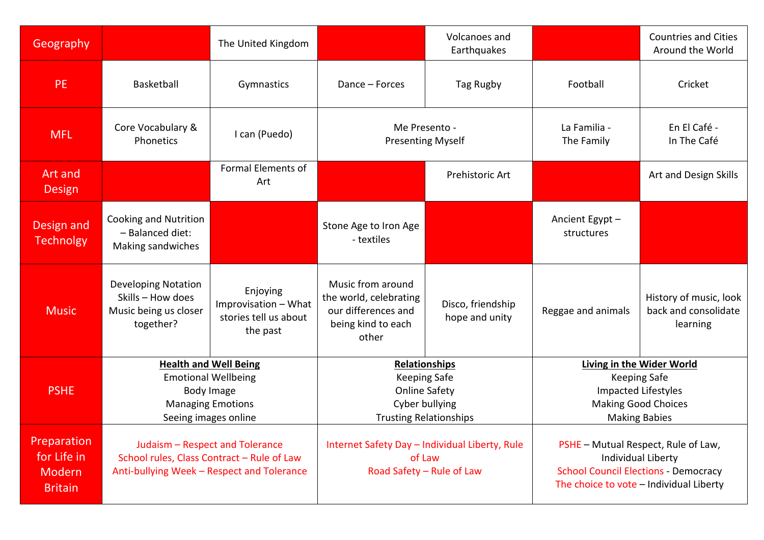| Geography | | The United Kingdom | | Volcanoes and Earthquakes | | Countries and Cities Around the World |
|---|---|---|---|---|---|---|
| PE | Basketball | Gymnastics | Dance – Forces | Tag Rugby | Football | Cricket |
| MFL | Core Vocabulary & Phonetics | I can (Puedo) | Me Presento - Presenting Myself | | La Familia - The Family | En El Café - In The Café |
| Art and Design | | Formal Elements of Art | | Prehistoric Art | | Art and Design Skills |
| Design and Technolgy | Cooking and Nutrition – Balanced diet: Making sandwiches | | Stone Age to Iron Age - textiles | | Ancient Egypt – structures | |
| Music | Developing Notation Skills – How does Music being us closer together? | Enjoying Improvisation – What stories tell us about the past | Music from around the world, celebrating our differences and being kind to each other | Disco, friendship hope and unity | Reggae and animals | History of music, look back and consolidate learning |
| PSHE | **Health and Well Being**<br>Emotional Wellbeing<br>Body Image<br>Managing Emotions<br>Seeing images online | | **Relationships**<br>Keeping Safe<br>Online Safety<br>Cyber bullying<br>Trusting Relationships | | **Living in the Wider World**<br>Keeping Safe<br>Impacted Lifestyles<br>Making Good Choices<br>Making Babies | |
| Preparation for Life in Modern Britain | Judaism – Respect and Tolerance<br>School rules, Class Contract – Rule of Law<br>Anti-bullying Week – Respect and Tolerance | | Internet Safety Day – Individual Liberty, Rule of Law<br>Road Safety – Rule of Law | | PSHE – Mutual Respect, Rule of Law, Individual Liberty<br>School Council Elections - Democracy<br>The choice to vote – Individual Liberty | |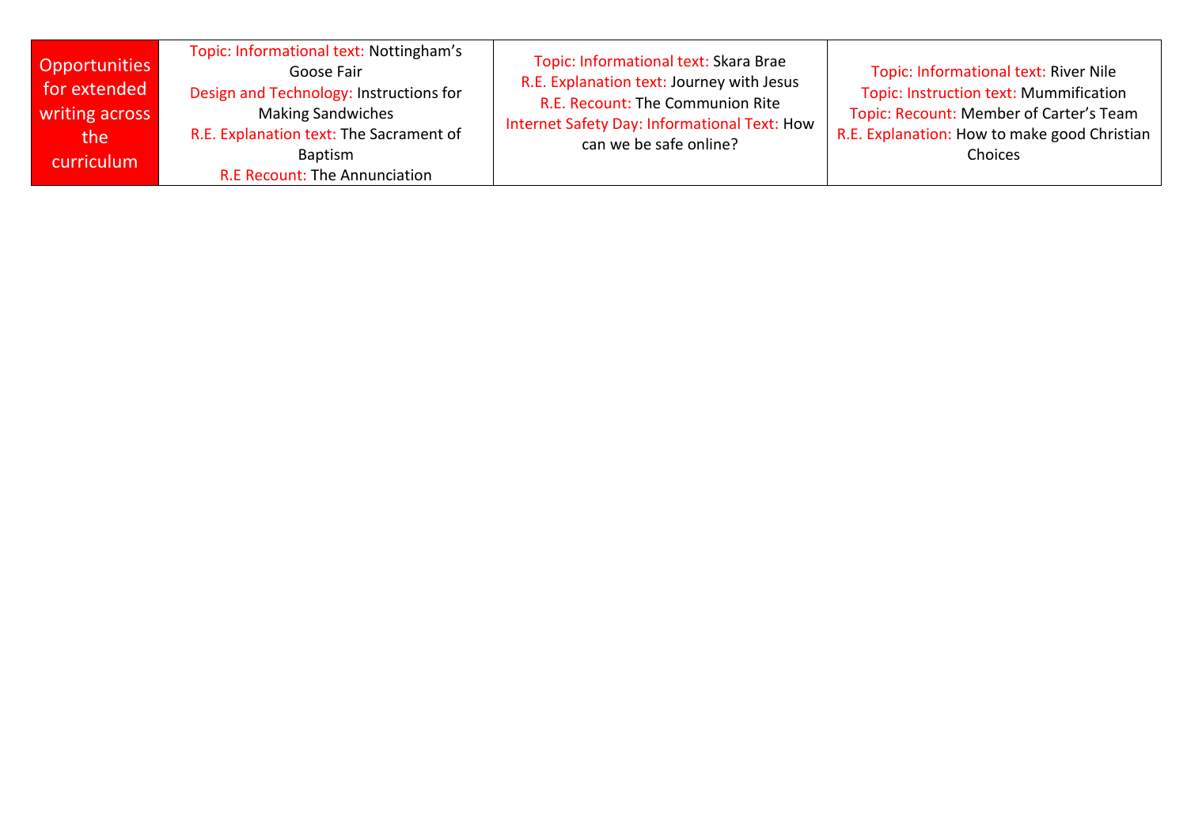| | | | |
|---|---|---|---|
| Opportunities for extended writing across the curriculum | Topic: Informational text: Nottingham's Goose Fair<br>Design and Technology: Instructions for Making Sandwiches<br>R.E. Explanation text: The Sacrament of Baptism<br>R.E Recount: The Annunciation | Topic: Informational text: Skara Brae<br>R.E. Explanation text: Journey with Jesus<br>R.E. Recount: The Communion Rite<br>Internet Safety Day: Informational Text: How can we be safe online? | Topic: Informational text: River Nile<br>Topic: Instruction text: Mummification<br>Topic: Recount: Member of Carter's Team<br>R.E. Explanation: How to make good Christian Choices |